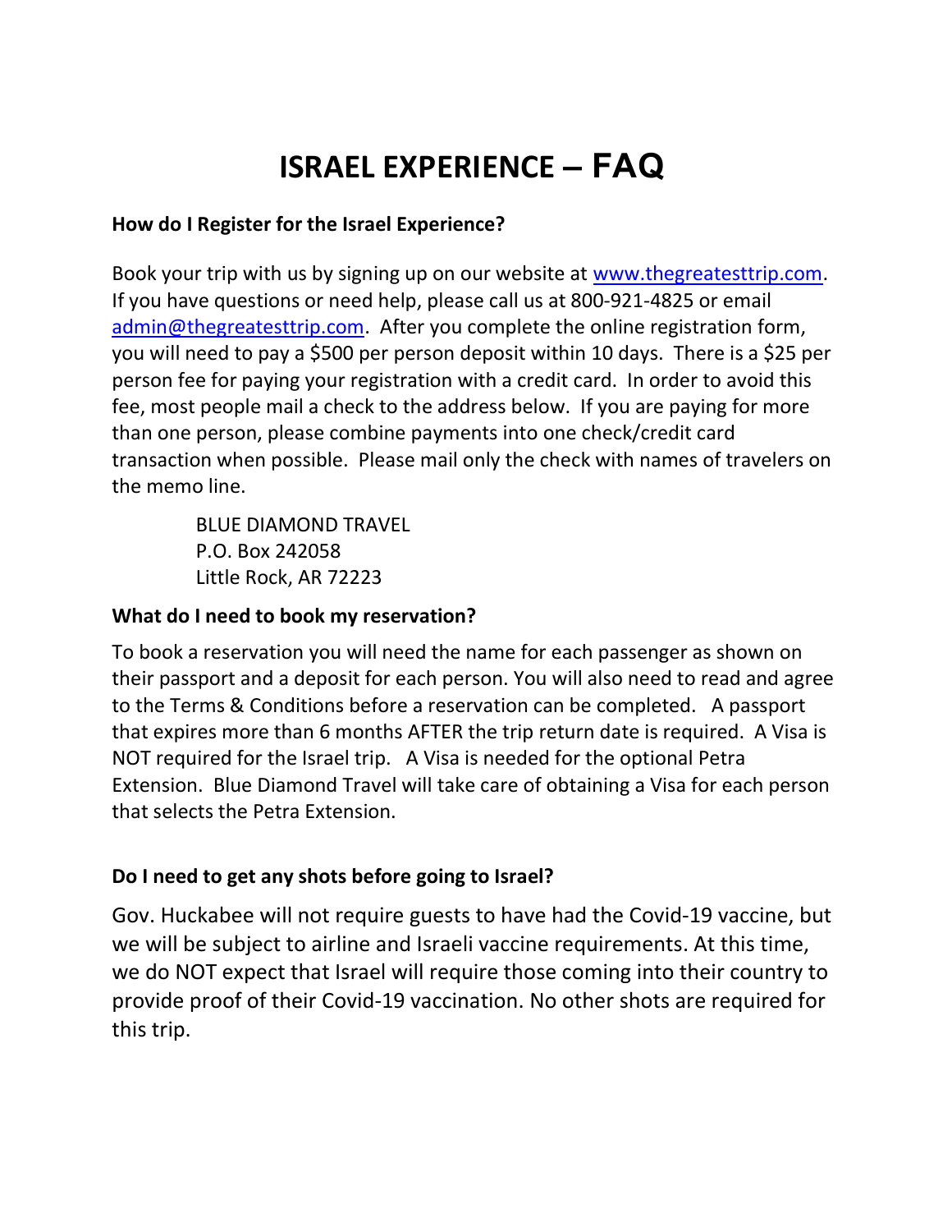# ISRAEL EXPERIENCE – FAQ

### How do I Register for the Israel Experience?

Book your trip with us by signing up on our website at [www.thegreatesttrip.com](http://www.thegreatesttrip.com). If you have questions or need help, please call us at 800-921-4825 or email [admin@thegreatesttrip.com](mailto:admin@thegreatesttrip.com). After you complete the online registration form, you will need to pay a $500 per person deposit within 10 days. There is a $25 per person fee for paying your registration with a credit card. In order to avoid this fee, most people mail a check to the address below. If you are paying for more than one person, please combine payments into one check/credit card transaction when possible. Please mail only the check with names of travelers on the memo line.

> BLUE DIAMOND TRAVEL
> P.O. Box 242058
> Little Rock, AR 72223

### What do I need to book my reservation?

To book a reservation you will need the name for each passenger as shown on their passport and a deposit for each person. You will also need to read and agree to the Terms & Conditions before a reservation can be completed. A passport that expires more than 6 months AFTER the trip return date is required. A Visa is NOT required for the Israel trip. A Visa is needed for the optional Petra Extension. Blue Diamond Travel will take care of obtaining a Visa for each person that selects the Petra Extension.

### Do I need to get any shots before going to Israel?

Gov. Huckabee will not require guests to have had the Covid-19 vaccine, but we will be subject to airline and Israeli vaccine requirements. At this time, we do NOT expect that Israel will require those coming into their country to provide proof of their Covid-19 vaccination. No other shots are required for this trip.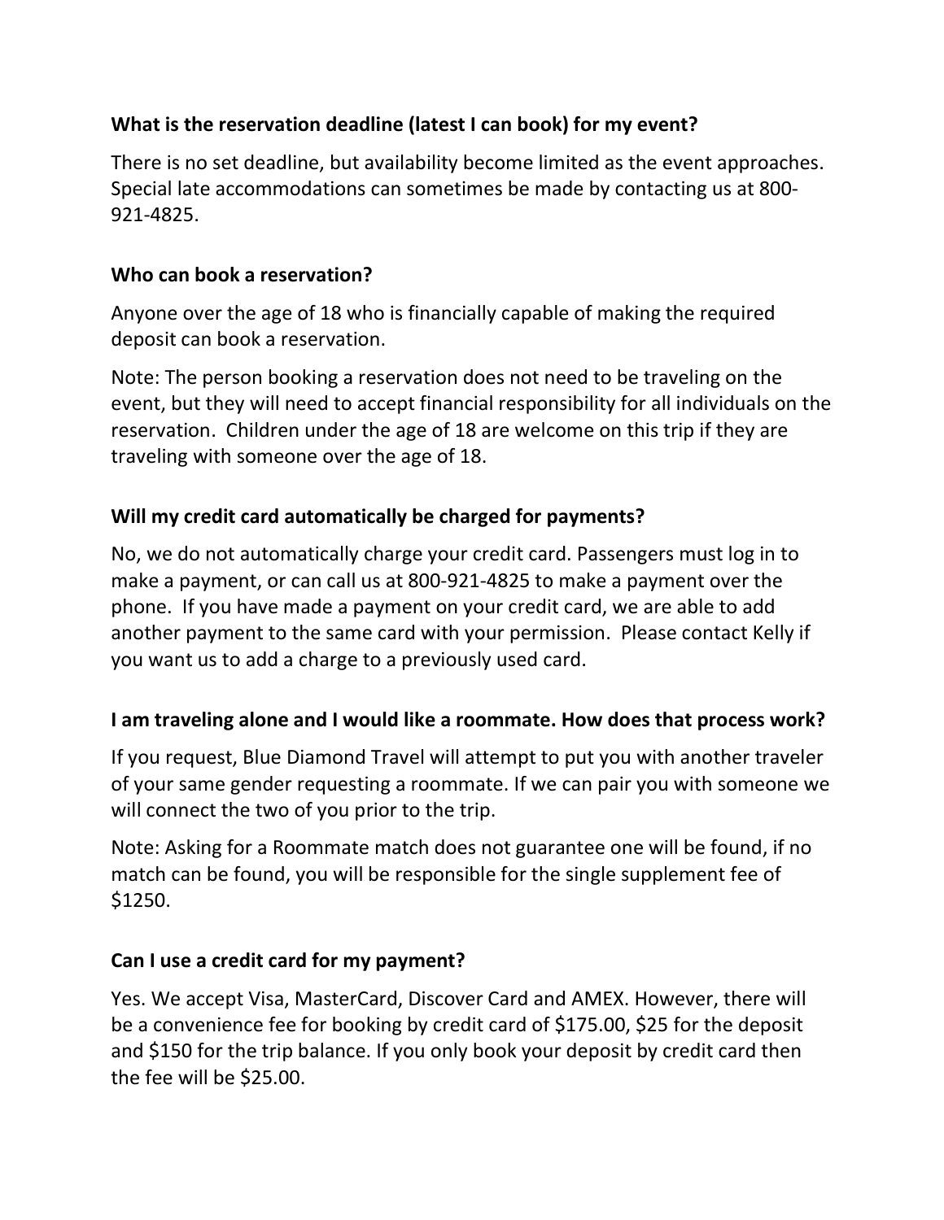**What is the reservation deadline (latest I can book) for my event?**

There is no set deadline, but availability become limited as the event approaches. Special late accommodations can sometimes be made by contacting us at 800-921-4825.

**Who can book a reservation?**

Anyone over the age of 18 who is financially capable of making the required deposit can book a reservation.

Note: The person booking a reservation does not need to be traveling on the event, but they will need to accept financial responsibility for all individuals on the reservation. Children under the age of 18 are welcome on this trip if they are traveling with someone over the age of 18.

**Will my credit card automatically be charged for payments?**

No, we do not automatically charge your credit card. Passengers must log in to make a payment, or can call us at 800-921-4825 to make a payment over the phone. If you have made a payment on your credit card, we are able to add another payment to the same card with your permission. Please contact Kelly if you want us to add a charge to a previously used card.

**I am traveling alone and I would like a roommate. How does that process work?**

If you request, Blue Diamond Travel will attempt to put you with another traveler of your same gender requesting a roommate. If we can pair you with someone we will connect the two of you prior to the trip.

Note: Asking for a Roommate match does not guarantee one will be found, if no match can be found, you will be responsible for the single supplement fee of $1250.

**Can I use a credit card for my payment?**

Yes. We accept Visa, MasterCard, Discover Card and AMEX. However, there will be a convenience fee for booking by credit card of $175.00, $25 for the deposit and $150 for the trip balance. If you only book your deposit by credit card then the fee will be $25.00.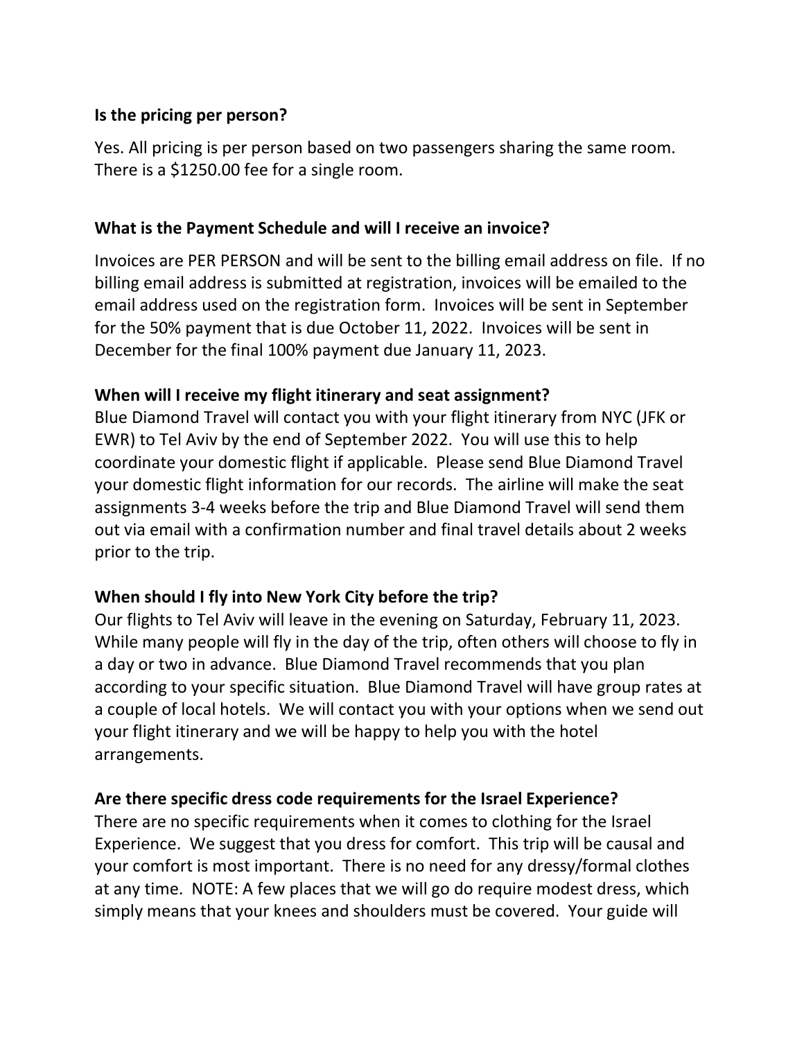**Is the pricing per person?**

Yes. All pricing is per person based on two passengers sharing the same room. There is a $1250.00 fee for a single room.

**What is the Payment Schedule and will I receive an invoice?**

Invoices are PER PERSON and will be sent to the billing email address on file. If no billing email address is submitted at registration, invoices will be emailed to the email address used on the registration form. Invoices will be sent in September for the 50% payment that is due October 11, 2022. Invoices will be sent in December for the final 100% payment due January 11, 2023.

**When will I receive my flight itinerary and seat assignment?**

Blue Diamond Travel will contact you with your flight itinerary from NYC (JFK or EWR) to Tel Aviv by the end of September 2022. You will use this to help coordinate your domestic flight if applicable. Please send Blue Diamond Travel your domestic flight information for our records. The airline will make the seat assignments 3-4 weeks before the trip and Blue Diamond Travel will send them out via email with a confirmation number and final travel details about 2 weeks prior to the trip.

**When should I fly into New York City before the trip?**

Our flights to Tel Aviv will leave in the evening on Saturday, February 11, 2023. While many people will fly in the day of the trip, often others will choose to fly in a day or two in advance. Blue Diamond Travel recommends that you plan according to your specific situation. Blue Diamond Travel will have group rates at a couple of local hotels. We will contact you with your options when we send out your flight itinerary and we will be happy to help you with the hotel arrangements.

**Are there specific dress code requirements for the Israel Experience?**

There are no specific requirements when it comes to clothing for the Israel Experience. We suggest that you dress for comfort. This trip will be causal and your comfort is most important. There is no need for any dressy/formal clothes at any time. NOTE: A few places that we will go do require modest dress, which simply means that your knees and shoulders must be covered. Your guide will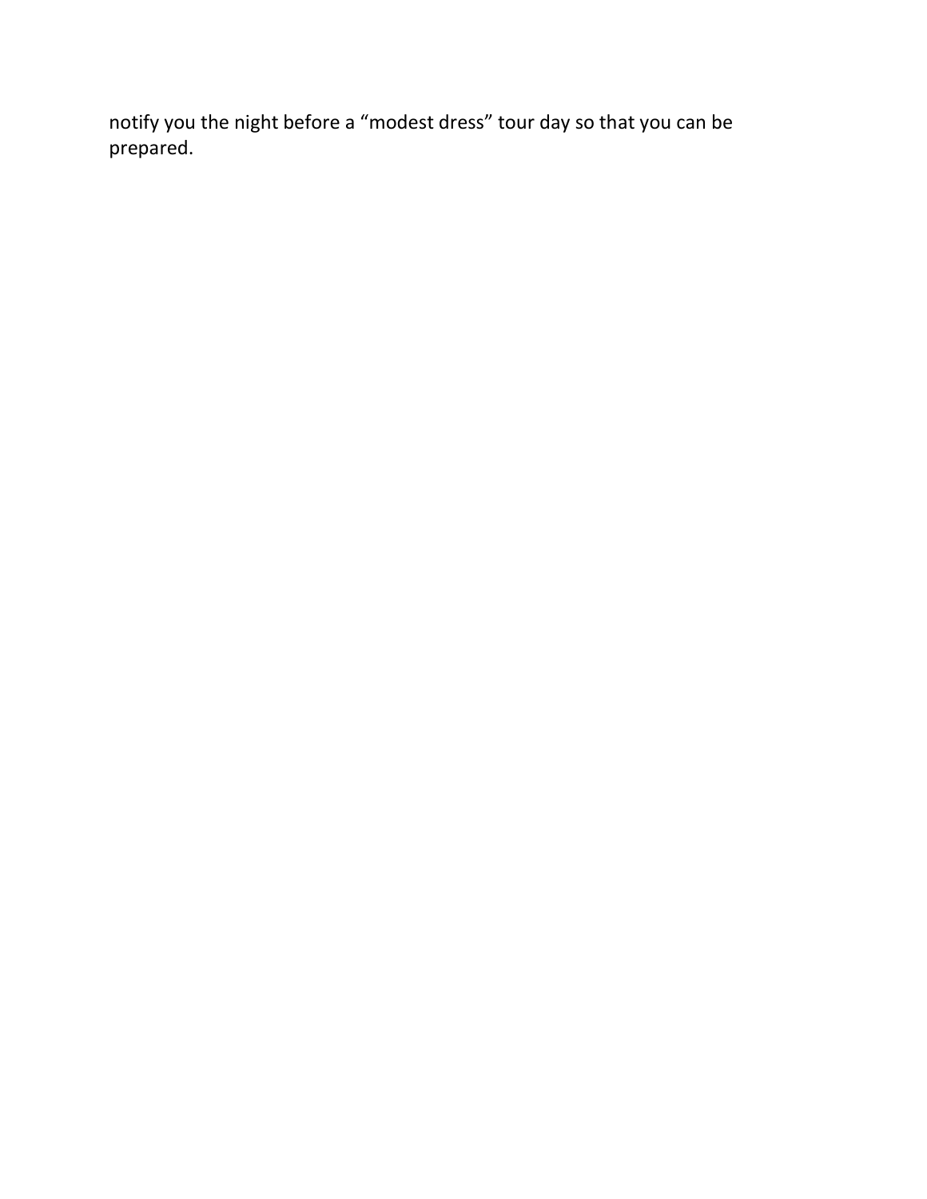notify you the night before a “modest dress” tour day so that you can be prepared.